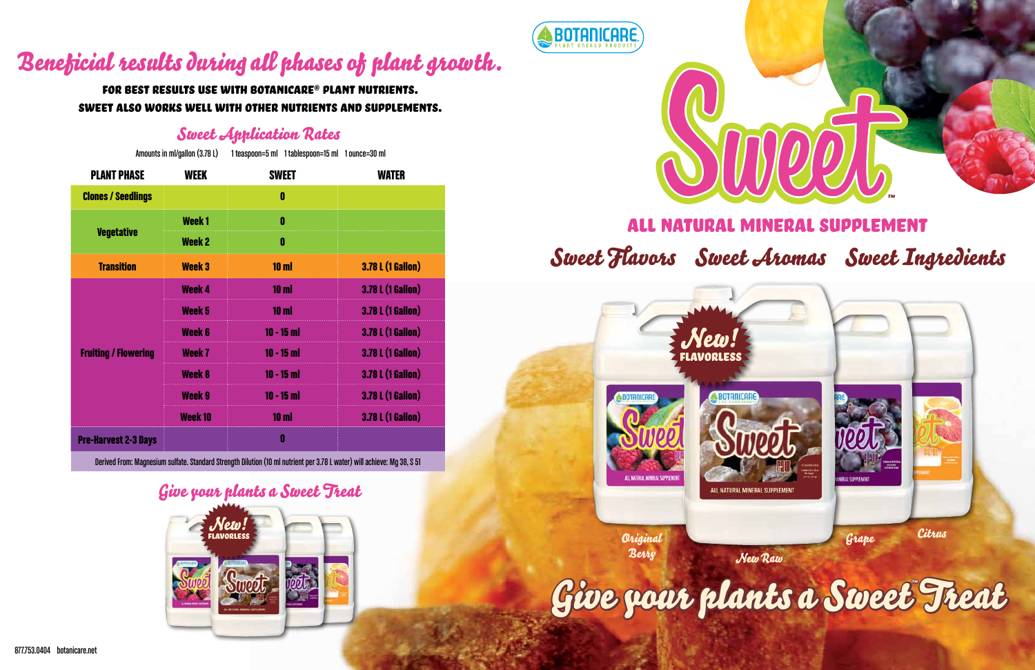# Beneficial results during all phases of plant growth.

**FOR BEST RESULTS USE WITH BOTANICARE® PLANT NUTRIENTS.**
**SWEET ALSO WORKS WELL WITH OTHER NUTRIENTS AND SUPPLEMENTS.**

## Sweet Application Rates

Amounts in ml/gallon (3.78 L) 1 teaspoon=5 ml 1 tablespoon=15 ml 1 ounce=30 ml

| PLANT PHASE | WEEK | SWEET | WATER |
|---|---|---|---|
| Clones / Seedlings | | 0 | |
| Vegetative | Week 1 | 0 | |
| | Week 2 | 0 | |
| Transition | Week 3 | 10 ml | 3.78 L (1 Gallon) |
| Fruiting / Flowering | Week 4 | 10 ml | 3.78 L (1 Gallon) |
| | Week 5 | 10 ml | 3.78 L (1 Gallon) |
| | Week 6 | 10 - 15 ml | 3.78 L (1 Gallon) |
| | Week 7 | 10 - 15 ml | 3.78 L (1 Gallon) |
| | Week 8 | 10 - 15 ml | 3.78 L (1 Gallon) |
| | Week 9 | 10 - 15 ml | 3.78 L (1 Gallon) |
| | Week 10 | 10 ml | 3.78 L (1 Gallon) |
| Pre-Harvest 2-3 Days | | 0 | |

Derived From: Magnesium sulfate. Standard Strength Dilution (10 ml nutrient per 3.78 L water) will achieve: Mg 38, S 51

## Give your plants a Sweet Treat

New! FLAVORLESS

877.753.0404 botanicare.net

BOTANICARE PLANT ENERGY PRODUCTS

# Sweet™

## ALL NATURAL MINERAL SUPPLEMENT

Sweet Flavors Sweet Aromas Sweet Ingredients

New! FLAVORLESS

Original Berry New Raw Grape Citrus

## Give your plants a Sweet™ Treat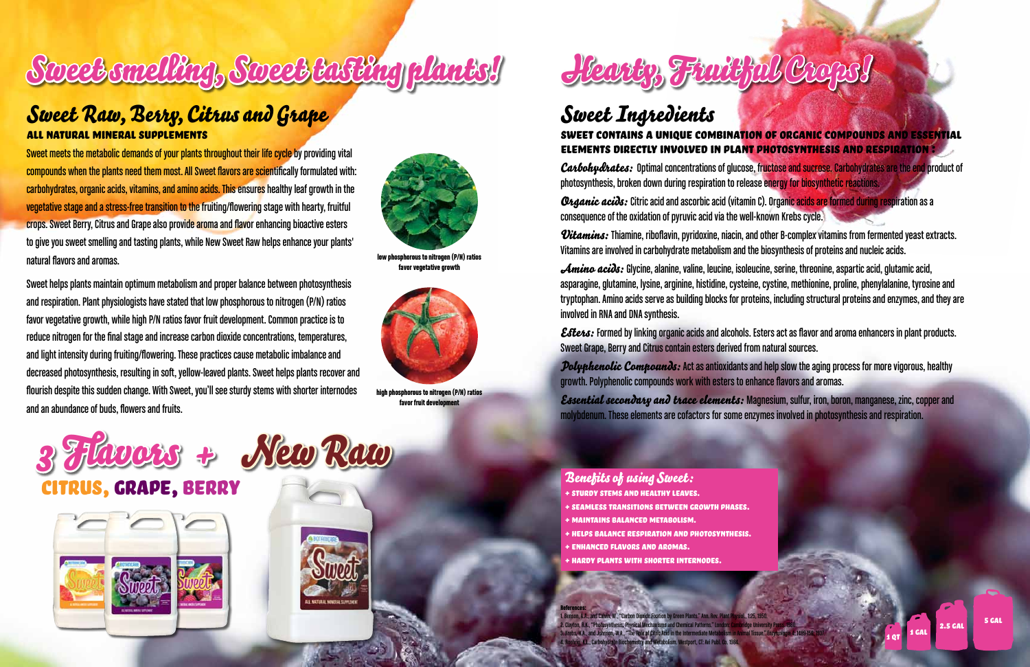# Sweet smelling, Sweet tasting plants!

## Sweet Raw, Berry, Citrus and Grape

### ALL NATURAL MINERAL SUPPLEMENTS

Sweet meets the metabolic demands of your plants throughout their life cycle by providing vital compounds when the plants need them most. All Sweet flavors are scientifically formulated with: carbohydrates, organic acids, vitamins, and amino acids. This ensures healthy leaf growth in the vegetative stage and a stress-free transition to the fruiting/flowering stage with hearty, fruitful crops. Sweet Berry, Citrus and Grape also provide aroma and flavor enhancing bioactive esters to give you sweet smelling and tasting plants, while New Sweet Raw helps enhance your plants' natural flavors and aromas.

Sweet helps plants maintain optimum metabolism and proper balance between photosynthesis and respiration. Plant physiologists have stated that low phosphorous to nitrogen (P/N) ratios favor vegetative growth, while high P/N ratios favor fruit development. Common practice is to reduce nitrogen for the final stage and increase carbon dioxide concentrations, temperatures, and light intensity during fruiting/flowering. These practices cause metabolic imbalance and decreased photosynthesis, resulting in soft, yellow-leaved plants. Sweet helps plants recover and flourish despite this sudden change. With Sweet, you'll see sturdy stems with shorter internodes and an abundance of buds, flowers and fruits.

low phosphorous to nitrogen (P/N) ratios favor vegetative growth

high phosphorous to nitrogen (P/N) ratios favor fruit development

## 3 Flavors + New Raw

### CITRUS, GRAPE, BERRY

# Hearty, Fruitful Crops!

## Sweet Ingredients

### SWEET CONTAINS A UNIQUE COMBINATION OF ORGANIC COMPOUNDS AND ESSENTIAL ELEMENTS DIRECTLY INVOLVED IN PLANT PHOTOSYNTHESIS AND RESPIRATION :

***Carbohydrates:*** Optimal concentrations of glucose, fructose and sucrose. Carbohydrates are the end product of photosynthesis, broken down during respiration to release energy for biosynthetic reactions.

***Organic acids:*** Citric acid and ascorbic acid (vitamin C). Organic acids are formed during respiration as a consequence of the oxidation of pyruvic acid via the well-known Krebs cycle.

***Vitamins:*** Thiamine, riboflavin, pyridoxine, niacin, and other B-complex vitamins from fermented yeast extracts. Vitamins are involved in carbohydrate metabolism and the biosynthesis of proteins and nucleic acids.

***Amino acids:*** Glycine, alanine, valine, leucine, isoleucine, serine, threonine, aspartic acid, glutamic acid, asparagine, glutamine, lysine, arginine, histidine, cysteine, cystine, methionine, proline, phenylalanine, tyrosine and tryptophan. Amino acids serve as building blocks for proteins, including structural proteins and enzymes, and they are involved in RNA and DNA synthesis.

***Esters:*** Formed by linking organic acids and alcohols. Esters act as flavor and aroma enhancers in plant products. Sweet Grape, Berry and Citrus contain esters derived from natural sources.

***Polyphenolic Compounds:*** Act as antioxidants and help slow the aging process for more vigorous, healthy growth. Polyphenolic compounds work with esters to enhance flavors and aromas.

***Essential secondary and trace elements:*** Magnesium, sulfur, iron, boron, manganese, zinc, copper and molybdenum. These elements are cofactors for some enzymes involved in photosynthesis and respiration.

### Benefits of using Sweet:

- + STURDY STEMS AND HEALTHY LEAVES.
- + SEAMLESS TRANSITIONS BETWEEN GROWTH PHASES.
- + MAINTAINS BALANCED METABOLISM.
- + HELPS BALANCE RESPIRATION AND PHOTOSYNTHESIS.
- + ENHANCED FLAVORS AND AROMAS.
- + HARDY PLANTS WITH SHORTER INTERNODES.

**References:**

1. Benson, A.A., and Calvin, M., "Carbon Dioxide Fixation by Green Plants," Ann. Rev. Plant Physiol., 1:25, 1950.
2. Clayton, R.K., "Photosynthesis: Physical Mechanisms and Chemical Patterns," London: Cambridge University Press, 1980.
3. Krebs, H.A., and Johnson, W.A., "The Role of Citric Acid in the Intermediate Metabolism in Animal Tissue," Enzymologia, 4: 148-156, 1937.
4. Roehrig, K.L., Carbohydrate Biochemistry and Metabolism. Westport, CT: Avi Publ. Co. 1984.

1 QT 1 GAL 2.5 GAL 5 GAL